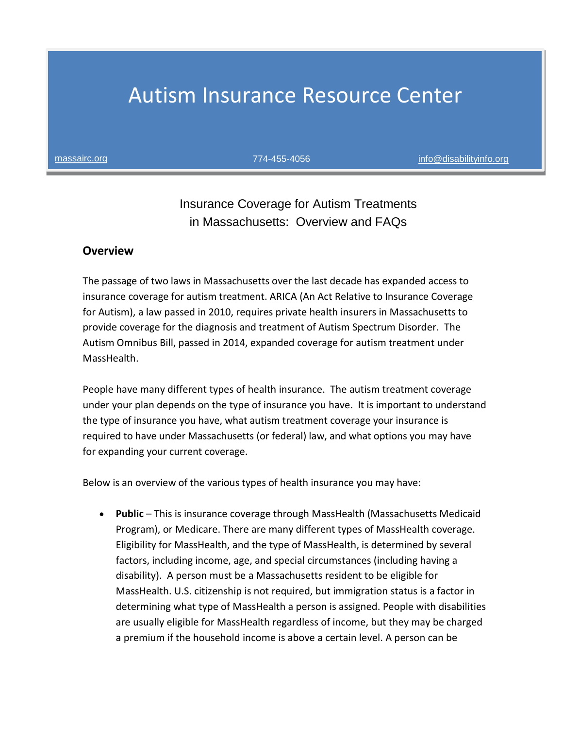# Autism Insurance Resource Center

massairc.org 774-455-4056 info@disabilityinfo.org

## Insurance Coverage for Autism Treatments in Massachusetts: Overview and FAQs

### Overview

The passage of two laws in Massachusetts over the last decade has expanded access to insurance coverage for autism treatment. ARICA (An Act Relative to Insurance Coverage for Autism), a law passed in 2010, requires private health insurers in Massachusetts to provide coverage for the diagnosis and treatment of Autism Spectrum Disorder. The Autism Omnibus Bill, passed in 2014, expanded coverage for autism treatment under MassHealth.

People have many different types of health insurance. The autism treatment coverage under your plan depends on the type of insurance you have. It is important to understand the type of insurance you have, what autism treatment coverage your insurance is required to have under Massachusetts (or federal) law, and what options you may have for expanding your current coverage.

Below is an overview of the various types of health insurance you may have:

- **Public** – This is insurance coverage through MassHealth (Massachusetts Medicaid Program), or Medicare. There are many different types of MassHealth coverage. Eligibility for MassHealth, and the type of MassHealth, is determined by several factors, including income, age, and special circumstances (including having a disability). A person must be a Massachusetts resident to be eligible for MassHealth. U.S. citizenship is not required, but immigration status is a factor in determining what type of MassHealth a person is assigned. People with disabilities are usually eligible for MassHealth regardless of income, but they may be charged a premium if the household income is above a certain level. A person can be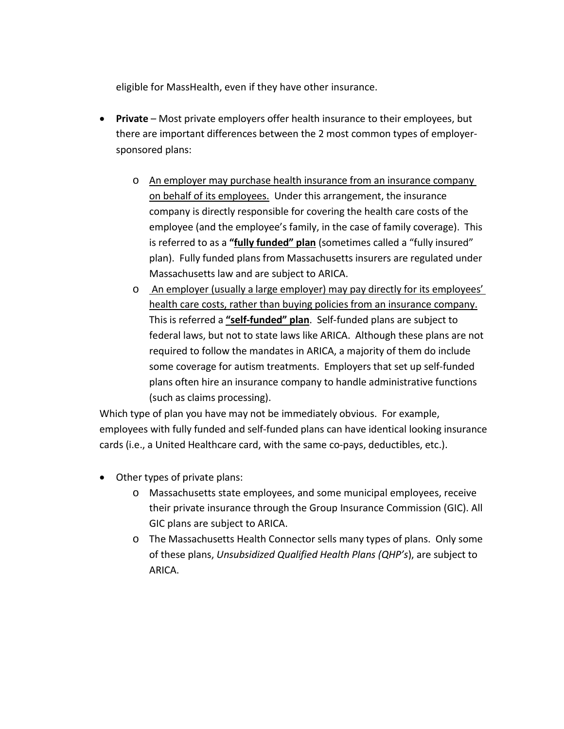eligible for MassHealth, even if they have other insurance.

- **Private** – Most private employers offer health insurance to their employees, but there are important differences between the 2 most common types of employer-sponsored plans:
  - <u>An employer may purchase health insurance from an insurance company on behalf of its employees.</u> Under this arrangement, the insurance company is directly responsible for covering the health care costs of the employee (and the employee's family, in the case of family coverage). This is referred to as a **<u>"fully funded" plan</u>** (sometimes called a "fully insured" plan). Fully funded plans from Massachusetts insurers are regulated under Massachusetts law and are subject to ARICA.
  - <u>An employer (usually a large employer) may pay directly for its employees' health care costs, rather than buying policies from an insurance company.</u> This is referred a **<u>"self-funded" plan</u>**. Self-funded plans are subject to federal laws, but not to state laws like ARICA. Although these plans are not required to follow the mandates in ARICA, a majority of them do include some coverage for autism treatments. Employers that set up self-funded plans often hire an insurance company to handle administrative functions (such as claims processing).

Which type of plan you have may not be immediately obvious. For example, employees with fully funded and self-funded plans can have identical looking insurance cards (i.e., a United Healthcare card, with the same co-pays, deductibles, etc.).

- Other types of private plans:
  - Massachusetts state employees, and some municipal employees, receive their private insurance through the Group Insurance Commission (GIC). All GIC plans are subject to ARICA.
  - The Massachusetts Health Connector sells many types of plans. Only some of these plans, *Unsubsidized Qualified Health Plans (QHP's*), are subject to ARICA.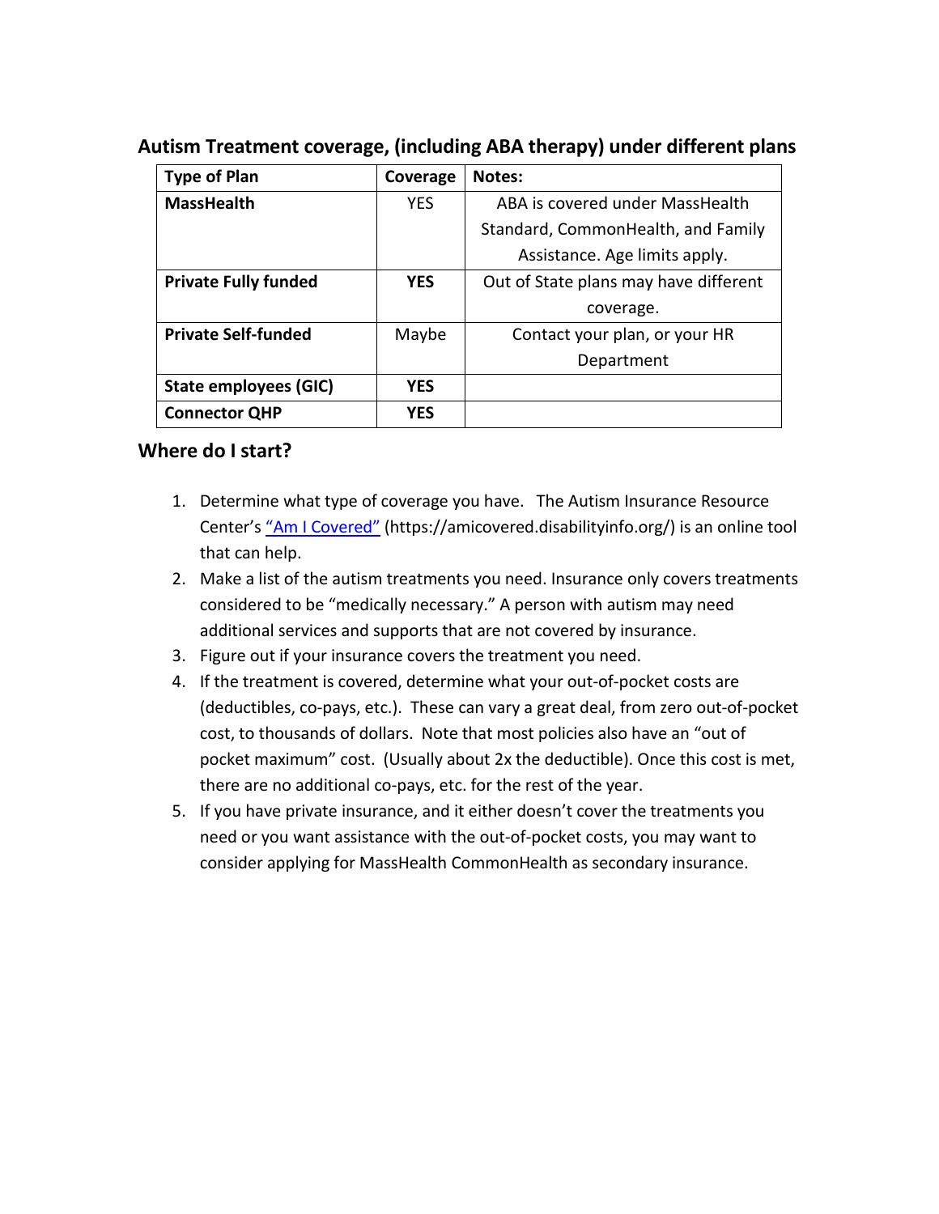## Autism Treatment coverage, (including ABA therapy) under different plans

| Type of Plan | Coverage | Notes: |
|---|---|---|
| **MassHealth** | YES | ABA is covered under MassHealth Standard, CommonHealth, and Family Assistance. Age limits apply. |
| **Private Fully funded** | **YES** | Out of State plans may have different coverage. |
| **Private Self-funded** | Maybe | Contact your plan, or your HR Department |
| **State employees (GIC)** | **YES** | |
| **Connector QHP** | **YES** | |

## Where do I start?

1. Determine what type of coverage you have. The Autism Insurance Resource Center's [“Am I Covered”](https://amicovered.disabilityinfo.org/) (https://amicovered.disabilityinfo.org/) is an online tool that can help.
2. Make a list of the autism treatments you need. Insurance only covers treatments considered to be “medically necessary.” A person with autism may need additional services and supports that are not covered by insurance.
3. Figure out if your insurance covers the treatment you need.
4. If the treatment is covered, determine what your out-of-pocket costs are (deductibles, co-pays, etc.). These can vary a great deal, from zero out-of-pocket cost, to thousands of dollars. Note that most policies also have an “out of pocket maximum” cost. (Usually about 2x the deductible). Once this cost is met, there are no additional co-pays, etc. for the rest of the year.
5. If you have private insurance, and it either doesn't cover the treatments you need or you want assistance with the out-of-pocket costs, you may want to consider applying for MassHealth CommonHealth as secondary insurance.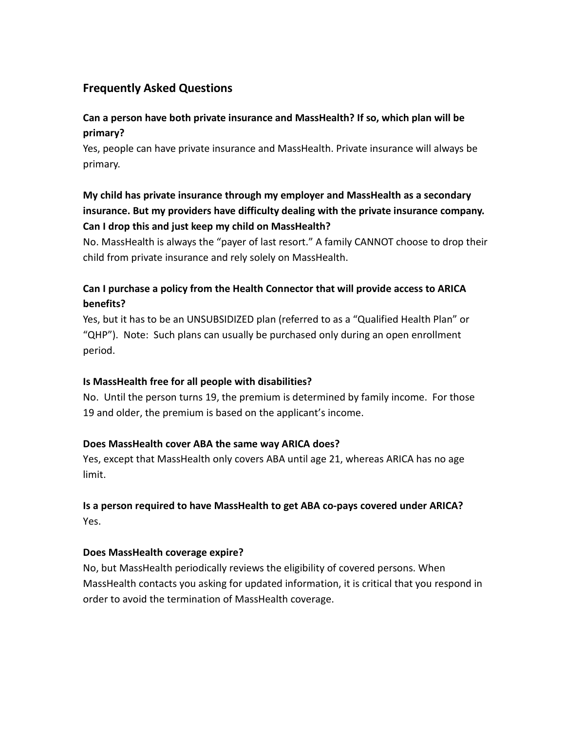## Frequently Asked Questions

**Can a person have both private insurance and MassHealth? If so, which plan will be primary?**
Yes, people can have private insurance and MassHealth. Private insurance will always be primary.

**My child has private insurance through my employer and MassHealth as a secondary insurance. But my providers have difficulty dealing with the private insurance company. Can I drop this and just keep my child on MassHealth?**
No. MassHealth is always the "payer of last resort." A family CANNOT choose to drop their child from private insurance and rely solely on MassHealth.

**Can I purchase a policy from the Health Connector that will provide access to ARICA benefits?**
Yes, but it has to be an UNSUBSIDIZED plan (referred to as a "Qualified Health Plan" or "QHP"). Note: Such plans can usually be purchased only during an open enrollment period.

**Is MassHealth free for all people with disabilities?**
No. Until the person turns 19, the premium is determined by family income. For those 19 and older, the premium is based on the applicant's income.

**Does MassHealth cover ABA the same way ARICA does?**
Yes, except that MassHealth only covers ABA until age 21, whereas ARICA has no age limit.

**Is a person required to have MassHealth to get ABA co-pays covered under ARICA?**
Yes.

**Does MassHealth coverage expire?**
No, but MassHealth periodically reviews the eligibility of covered persons. When MassHealth contacts you asking for updated information, it is critical that you respond in order to avoid the termination of MassHealth coverage.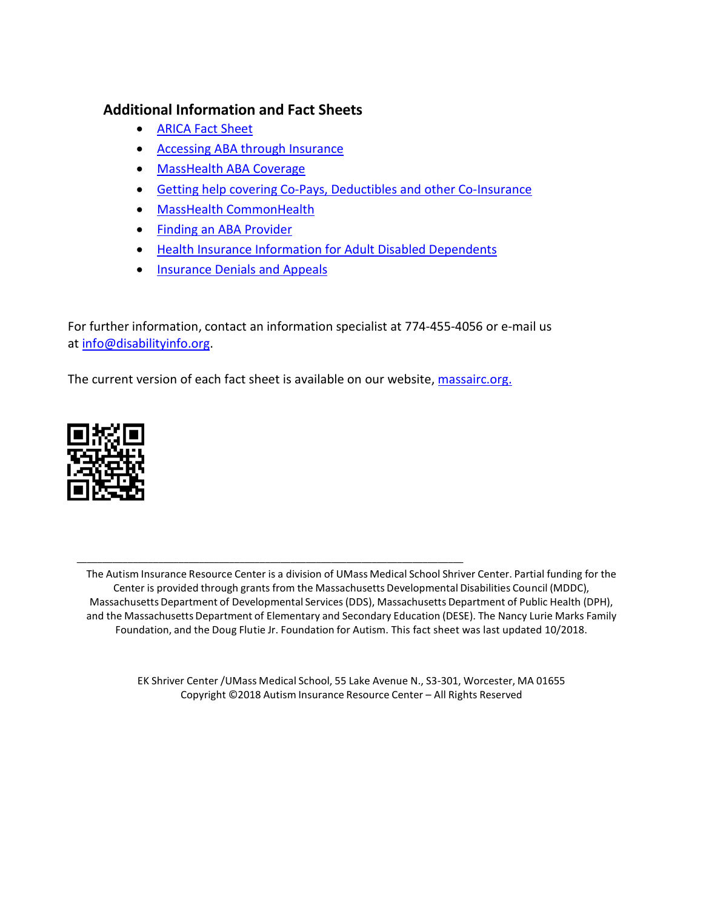## Additional Information and Fact Sheets

- ARICA Fact Sheet
- Accessing ABA through Insurance
- MassHealth ABA Coverage
- Getting help covering Co-Pays, Deductibles and other Co-Insurance
- MassHealth CommonHealth
- Finding an ABA Provider
- Health Insurance Information for Adult Disabled Dependents
- Insurance Denials and Appeals

For further information, contact an information specialist at 774-455-4056 or e-mail us at info@disabilityinfo.org.

The current version of each fact sheet is available on our website, massairc.org.

---

The Autism Insurance Resource Center is a division of UMass Medical School Shriver Center. Partial funding for the Center is provided through grants from the Massachusetts Developmental Disabilities Council (MDDC), Massachusetts Department of Developmental Services (DDS), Massachusetts Department of Public Health (DPH), and the Massachusetts Department of Elementary and Secondary Education (DESE). The Nancy Lurie Marks Family Foundation, and the Doug Flutie Jr. Foundation for Autism. This fact sheet was last updated 10/2018.

EK Shriver Center /UMass Medical School, 55 Lake Avenue N., S3-301, Worcester, MA 01655
Copyright ©2018 Autism Insurance Resource Center – All Rights Reserved